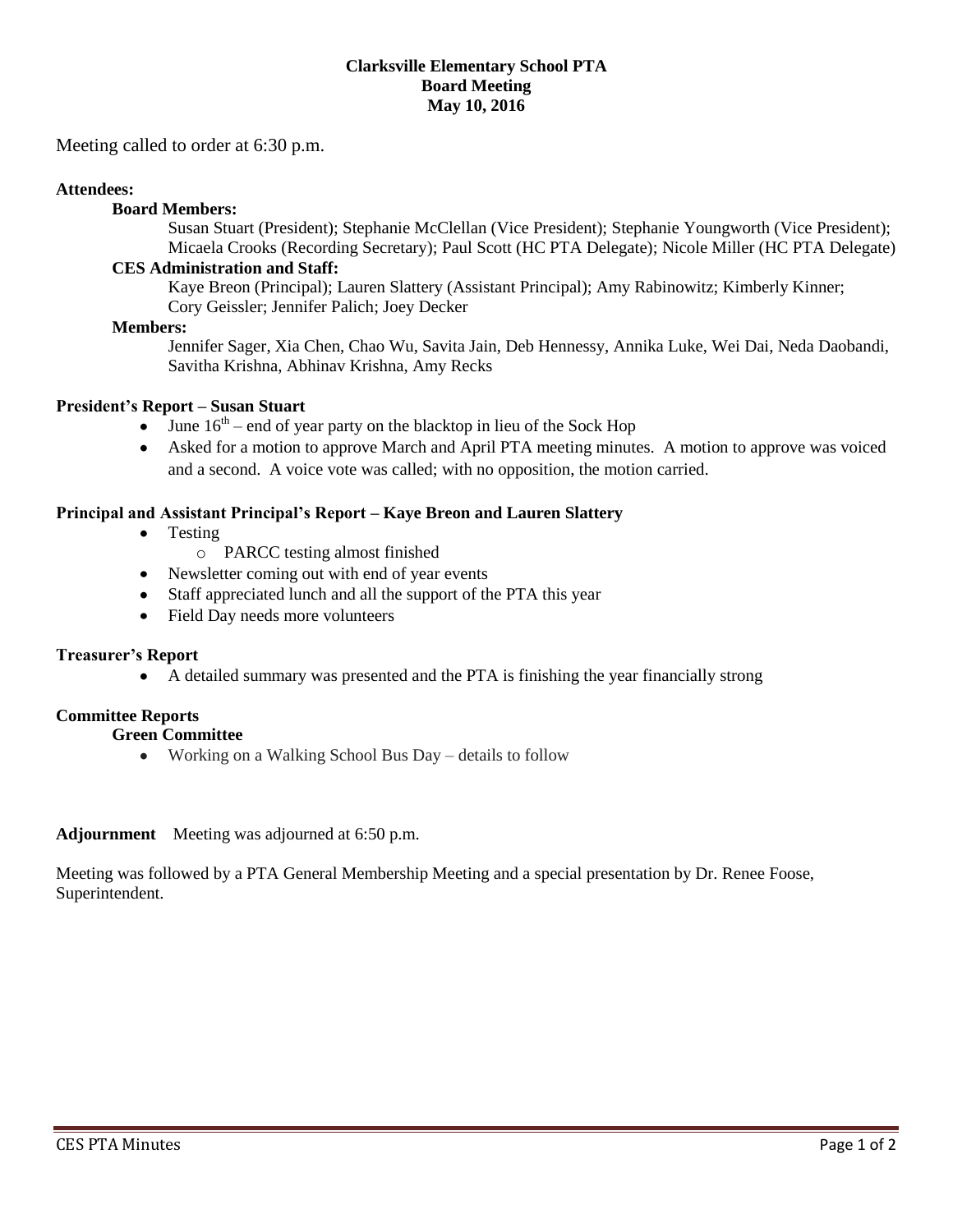# Clarksville Elementary School PTA
## Board Meeting
## May 10, 2016

Meeting called to order at 6:30 p.m.

**Attendees:**

**Board Members:**

Susan Stuart (President); Stephanie McClellan (Vice President); Stephanie Youngworth (Vice President); Micaela Crooks (Recording Secretary); Paul Scott (HC PTA Delegate); Nicole Miller (HC PTA Delegate)

**CES Administration and Staff:**

Kaye Breon (Principal); Lauren Slattery (Assistant Principal); Amy Rabinowitz; Kimberly Kinner; Cory Geissler; Jennifer Palich; Joey Decker

**Members:**

Jennifer Sager, Xia Chen, Chao Wu, Savita Jain, Deb Hennessy, Annika Luke, Wei Dai, Neda Daobandi, Savitha Krishna, Abhinav Krishna, Amy Recks

**President's Report – Susan Stuart**

- June 16th – end of year party on the blacktop in lieu of the Sock Hop
- Asked for a motion to approve March and April PTA meeting minutes. A motion to approve was voiced and a second. A voice vote was called; with no opposition, the motion carried.

**Principal and Assistant Principal's Report – Kaye Breon and Lauren Slattery**

- Testing
  - PARCC testing almost finished
- Newsletter coming out with end of year events
- Staff appreciated lunch and all the support of the PTA this year
- Field Day needs more volunteers

**Treasurer's Report**

- A detailed summary was presented and the PTA is finishing the year financially strong

**Committee Reports**

**Green Committee**

- Working on a Walking School Bus Day – details to follow

**Adjournment** Meeting was adjourned at 6:50 p.m.

Meeting was followed by a PTA General Membership Meeting and a special presentation by Dr. Renee Foose, Superintendent.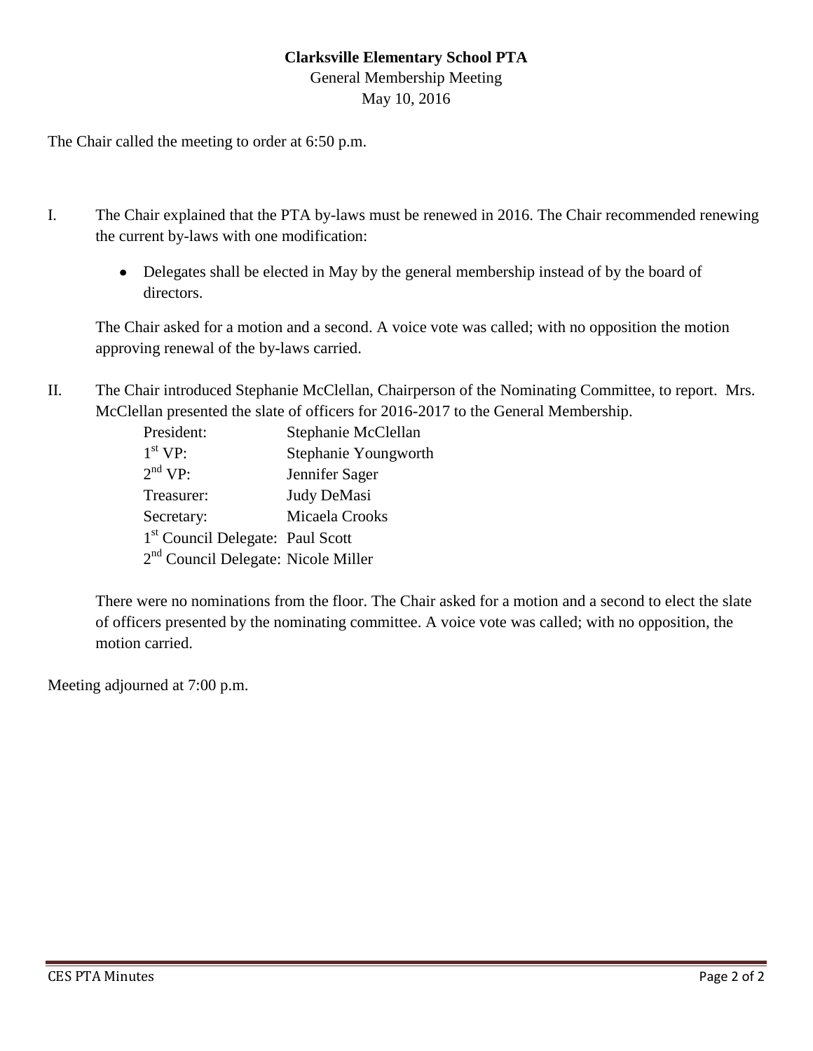**Clarksville Elementary School PTA**

General Membership Meeting

May 10, 2016

The Chair called the meeting to order at 6:50 p.m.

I. The Chair explained that the PTA by-laws must be renewed in 2016. The Chair recommended renewing the current by-laws with one modification:

   - Delegates shall be elected in May by the general membership instead of by the board of directors.

   The Chair asked for a motion and a second. A voice vote was called; with no opposition the motion approving renewal of the by-laws carried.

II. The Chair introduced Stephanie McClellan, Chairperson of the Nominating Committee, to report. Mrs. McClellan presented the slate of officers for 2016-2017 to the General Membership.

| | |
|---|---|
| President: | Stephanie McClellan |
| 1st VP: | Stephanie Youngworth |
| 2nd VP: | Jennifer Sager |
| Treasurer: | Judy DeMasi |
| Secretary: | Micaela Crooks |
| 1st Council Delegate: | Paul Scott |
| 2nd Council Delegate: | Nicole Miller |

   There were no nominations from the floor. The Chair asked for a motion and a second to elect the slate of officers presented by the nominating committee. A voice vote was called; with no opposition, the motion carried.

Meeting adjourned at 7:00 p.m.